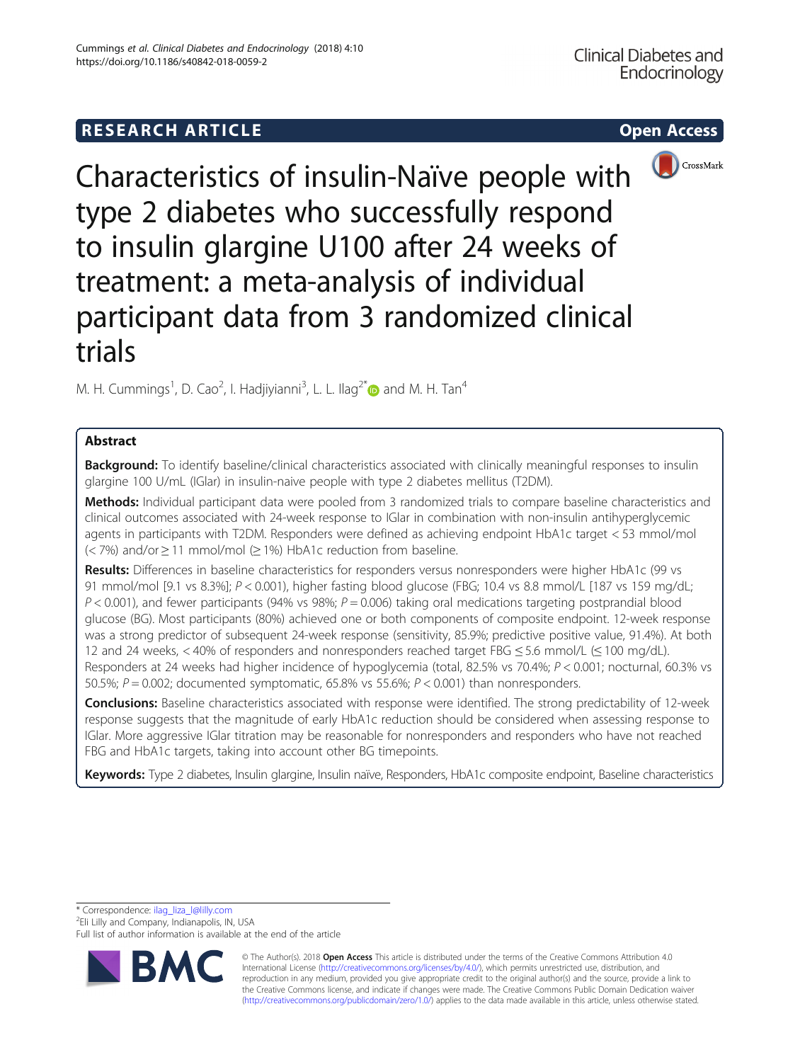RESEARCH ARTICLE

Open Access

# Characteristics of insulin-Naïve people with type 2 diabetes who successfully respond to insulin glargine U100 after 24 weeks of treatment: a meta-analysis of individual participant data from 3 randomized clinical trials

M. H. Cummings[1], D. Cao[2], I. Hadjiyianni[3], L. L. Ilag[2*] and M. H. Tan[4]

## Abstract

**Background:** To identify baseline/clinical characteristics associated with clinically meaningful responses to insulin glargine 100 U/mL (IGlar) in insulin-naive people with type 2 diabetes mellitus (T2DM).

**Methods:** Individual participant data were pooled from 3 randomized trials to compare baseline characteristics and clinical outcomes associated with 24-week response to IGlar in combination with non-insulin antihyperglycemic agents in participants with T2DM. Responders were defined as achieving endpoint HbA1c target < 53 mmol/mol (< 7%) and/or ≥ 11 mmol/mol (≥ 1%) HbA1c reduction from baseline.

**Results:** Differences in baseline characteristics for responders versus nonresponders were higher HbA1c (99 vs 91 mmol/mol [9.1 vs 8.3%]; $P < 0.001$), higher fasting blood glucose (FBG; 10.4 vs 8.8 mmol/L [187 vs 159 mg/dL; $P < 0.001$), and fewer participants (94% vs 98%; $P = 0.006$) taking oral medications targeting postprandial blood glucose (BG). Most participants (80%) achieved one or both components of composite endpoint. 12-week response was a strong predictor of subsequent 24-week response (sensitivity, 85.9%; predictive positive value, 91.4%). At both 12 and 24 weeks, < 40% of responders and nonresponders reached target FBG ≤ 5.6 mmol/L (≤ 100 mg/dL). Responders at 24 weeks had higher incidence of hypoglycemia (total, 82.5% vs 70.4%; $P < 0.001$; nocturnal, 60.3% vs 50.5%; $P = 0.002$; documented symptomatic, 65.8% vs 55.6%; $P < 0.001$) than nonresponders.

**Conclusions:** Baseline characteristics associated with response were identified. The strong predictability of 12-week response suggests that the magnitude of early HbA1c reduction should be considered when assessing response to IGlar. More aggressive IGlar titration may be reasonable for nonresponders and responders who have not reached FBG and HbA1c targets, taking into account other BG timepoints.

**Keywords:** Type 2 diabetes, Insulin glargine, Insulin naïve, Responders, HbA1c composite endpoint, Baseline characteristics

\* Correspondence: ilag_liza_l@lilly.com
[2]Eli Lilly and Company, Indianapolis, IN, USA
Full list of author information is available at the end of the article

© The Author(s). 2018 **Open Access** This article is distributed under the terms of the Creative Commons Attribution 4.0 International License (http://creativecommons.org/licenses/by/4.0/), which permits unrestricted use, distribution, and reproduction in any medium, provided you give appropriate credit to the original author(s) and the source, provide a link to the Creative Commons license, and indicate if changes were made. The Creative Commons Public Domain Dedication waiver (http://creativecommons.org/publicdomain/zero/1.0/) applies to the data made available in this article, unless otherwise stated.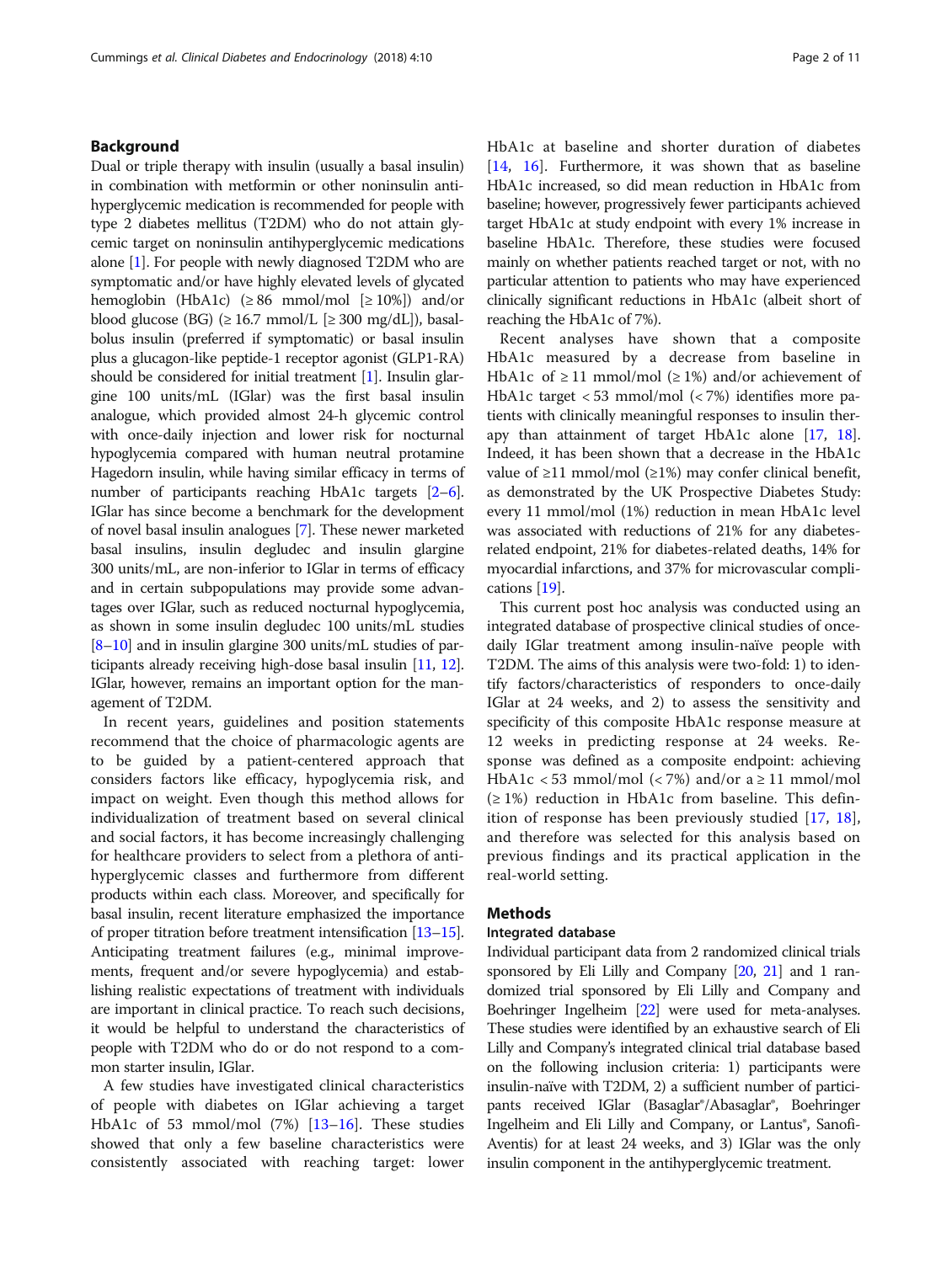## Background

Dual or triple therapy with insulin (usually a basal insulin) in combination with metformin or other noninsulin antihyperglycemic medication is recommended for people with type 2 diabetes mellitus (T2DM) who do not attain glycemic target on noninsulin antihyperglycemic medications alone [1]. For people with newly diagnosed T2DM who are symptomatic and/or have highly elevated levels of glycated hemoglobin (HbA1c) (≥ 86 mmol/mol [≥ 10%]) and/or blood glucose (BG) (≥ 16.7 mmol/L [≥ 300 mg/dL]), basal-bolus insulin (preferred if symptomatic) or basal insulin plus a glucagon-like peptide-1 receptor agonist (GLP1-RA) should be considered for initial treatment [1]. Insulin glargine 100 units/mL (IGlar) was the first basal insulin analogue, which provided almost 24-h glycemic control with once-daily injection and lower risk for nocturnal hypoglycemia compared with human neutral protamine Hagedorn insulin, while having similar efficacy in terms of number of participants reaching HbA1c targets [2–6]. IGlar has since become a benchmark for the development of novel basal insulin analogues [7]. These newer marketed basal insulins, insulin degludec and insulin glargine 300 units/mL, are non-inferior to IGlar in terms of efficacy and in certain subpopulations may provide some advantages over IGlar, such as reduced nocturnal hypoglycemia, as shown in some insulin degludec 100 units/mL studies [8–10] and in insulin glargine 300 units/mL studies of participants already receiving high-dose basal insulin [11, 12]. IGlar, however, remains an important option for the management of T2DM.

In recent years, guidelines and position statements recommend that the choice of pharmacologic agents are to be guided by a patient-centered approach that considers factors like efficacy, hypoglycemia risk, and impact on weight. Even though this method allows for individualization of treatment based on several clinical and social factors, it has become increasingly challenging for healthcare providers to select from a plethora of antihyperglycemic classes and furthermore from different products within each class. Moreover, and specifically for basal insulin, recent literature emphasized the importance of proper titration before treatment intensification [13–15]. Anticipating treatment failures (e.g., minimal improvements, frequent and/or severe hypoglycemia) and establishing realistic expectations of treatment with individuals are important in clinical practice. To reach such decisions, it would be helpful to understand the characteristics of people with T2DM who do or do not respond to a common starter insulin, IGlar.

A few studies have investigated clinical characteristics of people with diabetes on IGlar achieving a target HbA1c of 53 mmol/mol (7%) [13–16]. These studies showed that only a few baseline characteristics were consistently associated with reaching target: lower HbA1c at baseline and shorter duration of diabetes [14, 16]. Furthermore, it was shown that as baseline HbA1c increased, so did mean reduction in HbA1c from baseline; however, progressively fewer participants achieved target HbA1c at study endpoint with every 1% increase in baseline HbA1c. Therefore, these studies were focused mainly on whether patients reached target or not, with no particular attention to patients who may have experienced clinically significant reductions in HbA1c (albeit short of reaching the HbA1c of 7%).

Recent analyses have shown that a composite HbA1c measured by a decrease from baseline in HbA1c of ≥ 11 mmol/mol (≥ 1%) and/or achievement of HbA1c target < 53 mmol/mol (< 7%) identifies more patients with clinically meaningful responses to insulin therapy than attainment of target HbA1c alone [17, 18]. Indeed, it has been shown that a decrease in the HbA1c value of ≥11 mmol/mol (≥1%) may confer clinical benefit, as demonstrated by the UK Prospective Diabetes Study: every 11 mmol/mol (1%) reduction in mean HbA1c level was associated with reductions of 21% for any diabetes-related endpoint, 21% for diabetes-related deaths, 14% for myocardial infarctions, and 37% for microvascular complications [19].

This current post hoc analysis was conducted using an integrated database of prospective clinical studies of once-daily IGlar treatment among insulin-naïve people with T2DM. The aims of this analysis were two-fold: 1) to identify factors/characteristics of responders to once-daily IGlar at 24 weeks, and 2) to assess the sensitivity and specificity of this composite HbA1c response measure at 12 weeks in predicting response at 24 weeks. Response was defined as a composite endpoint: achieving HbA1c < 53 mmol/mol (< 7%) and/or a ≥ 11 mmol/mol (≥ 1%) reduction in HbA1c from baseline. This definition of response has been previously studied [17, 18], and therefore was selected for this analysis based on previous findings and its practical application in the real-world setting.

## Methods

### Integrated database

Individual participant data from 2 randomized clinical trials sponsored by Eli Lilly and Company [20, 21] and 1 randomized trial sponsored by Eli Lilly and Company and Boehringer Ingelheim [22] were used for meta-analyses. These studies were identified by an exhaustive search of Eli Lilly and Company's integrated clinical trial database based on the following inclusion criteria: 1) participants were insulin-naïve with T2DM, 2) a sufficient number of participants received IGlar (Basaglar®/Abasaglar®, Boehringer Ingelheim and Eli Lilly and Company, or Lantus®, Sanofi-Aventis) for at least 24 weeks, and 3) IGlar was the only insulin component in the antihyperglycemic treatment.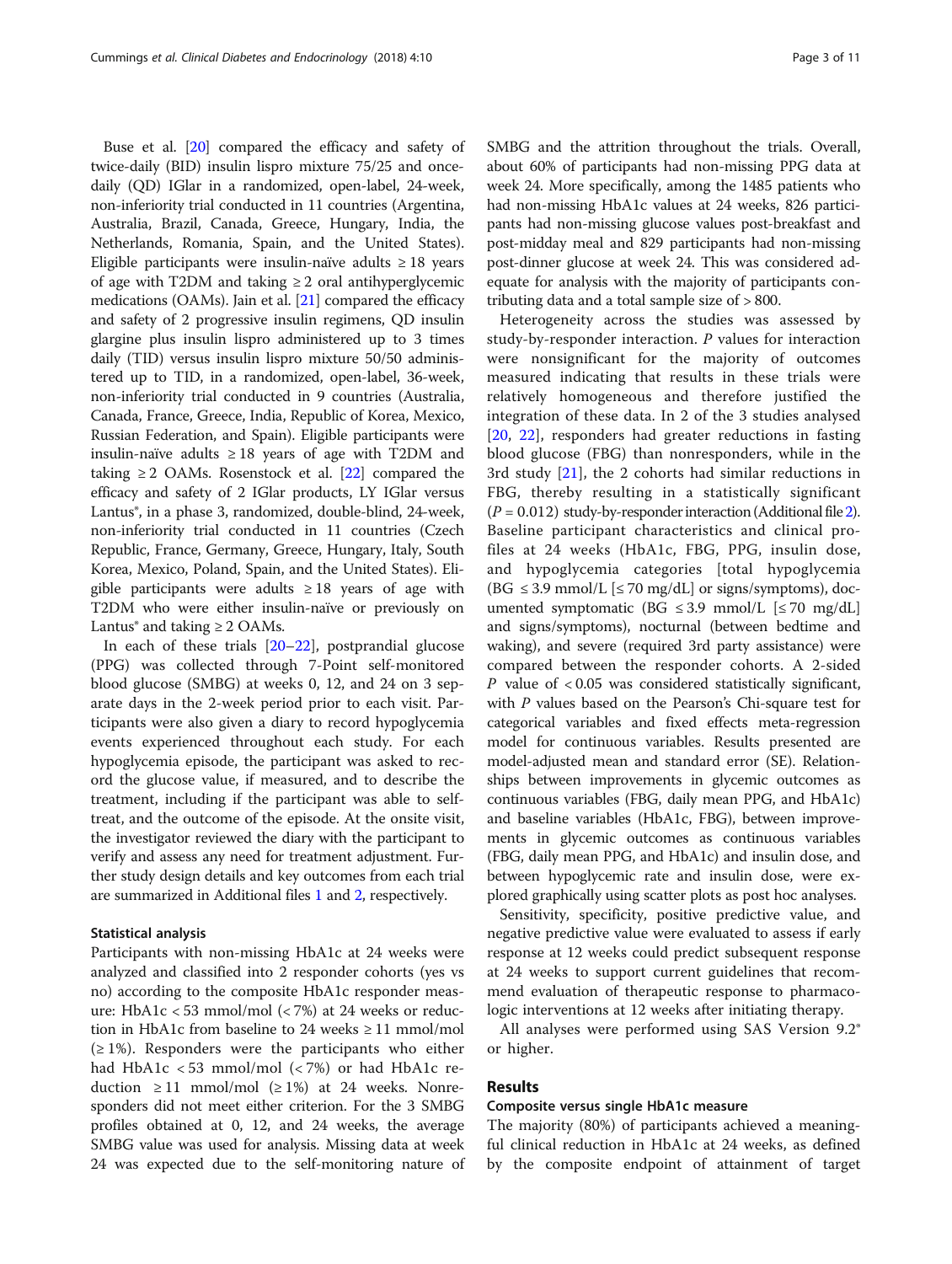Buse et al. [20] compared the efficacy and safety of twice-daily (BID) insulin lispro mixture 75/25 and once-daily (QD) IGlar in a randomized, open-label, 24-week, non-inferiority trial conducted in 11 countries (Argentina, Australia, Brazil, Canada, Greece, Hungary, India, the Netherlands, Romania, Spain, and the United States). Eligible participants were insulin-naïve adults ≥ 18 years of age with T2DM and taking ≥ 2 oral antihyperglycemic medications (OAMs). Jain et al. [21] compared the efficacy and safety of 2 progressive insulin regimens, QD insulin glargine plus insulin lispro administered up to 3 times daily (TID) versus insulin lispro mixture 50/50 administered up to TID, in a randomized, open-label, 36-week, non-inferiority trial conducted in 9 countries (Australia, Canada, France, Greece, India, Republic of Korea, Mexico, Russian Federation, and Spain). Eligible participants were insulin-naïve adults ≥ 18 years of age with T2DM and taking ≥ 2 OAMs. Rosenstock et al. [22] compared the efficacy and safety of 2 IGlar products, LY IGlar versus Lantus®, in a phase 3, randomized, double-blind, 24-week, non-inferiority trial conducted in 11 countries (Czech Republic, France, Germany, Greece, Hungary, Italy, South Korea, Mexico, Poland, Spain, and the United States). Eligible participants were adults ≥ 18 years of age with T2DM who were either insulin-naïve or previously on Lantus® and taking ≥ 2 OAMs.

In each of these trials [20–22], postprandial glucose (PPG) was collected through 7-Point self-monitored blood glucose (SMBG) at weeks 0, 12, and 24 on 3 separate days in the 2-week period prior to each visit. Participants were also given a diary to record hypoglycemia events experienced throughout each study. For each hypoglycemia episode, the participant was asked to record the glucose value, if measured, and to describe the treatment, including if the participant was able to self-treat, and the outcome of the episode. At the onsite visit, the investigator reviewed the diary with the participant to verify and assess any need for treatment adjustment. Further study design details and key outcomes from each trial are summarized in Additional files 1 and 2, respectively.

### Statistical analysis

Participants with non-missing HbA1c at 24 weeks were analyzed and classified into 2 responder cohorts (yes vs no) according to the composite HbA1c responder measure: HbA1c < 53 mmol/mol (< 7%) at 24 weeks or reduction in HbA1c from baseline to 24 weeks ≥ 11 mmol/mol (≥ 1%). Responders were the participants who either had HbA1c < 53 mmol/mol (< 7%) or had HbA1c reduction ≥ 11 mmol/mol (≥ 1%) at 24 weeks. Nonresponders did not meet either criterion. For the 3 SMBG profiles obtained at 0, 12, and 24 weeks, the average SMBG value was used for analysis. Missing data at week 24 was expected due to the self-monitoring nature of SMBG and the attrition throughout the trials. Overall, about 60% of participants had non-missing PPG data at week 24. More specifically, among the 1485 patients who had non-missing HbA1c values at 24 weeks, 826 participants had non-missing glucose values post-breakfast and post-midday meal and 829 participants had non-missing post-dinner glucose at week 24. This was considered adequate for analysis with the majority of participants contributing data and a total sample size of > 800.

Heterogeneity across the studies was assessed by study-by-responder interaction. *P* values for interaction were nonsignificant for the majority of outcomes measured indicating that results in these trials were relatively homogeneous and therefore justified the integration of these data. In 2 of the 3 studies analysed [20, 22], responders had greater reductions in fasting blood glucose (FBG) than nonresponders, while in the 3rd study [21], the 2 cohorts had similar reductions in FBG, thereby resulting in a statistically significant ($P = 0.012$) study-by-responder interaction (Additional file 2). Baseline participant characteristics and clinical profiles at 24 weeks (HbA1c, FBG, PPG, insulin dose, and hypoglycemia categories [total hypoglycemia (BG ≤ 3.9 mmol/L [≤ 70 mg/dL] or signs/symptoms), documented symptomatic (BG ≤ 3.9 mmol/L [≤ 70 mg/dL] and signs/symptoms), nocturnal (between bedtime and waking), and severe (required 3rd party assistance) were compared between the responder cohorts. A 2-sided *P* value of < 0.05 was considered statistically significant, with *P* values based on the Pearson's Chi-square test for categorical variables and fixed effects meta-regression model for continuous variables. Results presented are model-adjusted mean and standard error (SE). Relationships between improvements in glycemic outcomes as continuous variables (FBG, daily mean PPG, and HbA1c) and baseline variables (HbA1c, FBG), between improvements in glycemic outcomes as continuous variables (FBG, daily mean PPG, and HbA1c) and insulin dose, and between hypoglycemic rate and insulin dose, were explored graphically using scatter plots as post hoc analyses.

Sensitivity, specificity, positive predictive value, and negative predictive value were evaluated to assess if early response at 12 weeks could predict subsequent response at 24 weeks to support current guidelines that recommend evaluation of therapeutic response to pharmacologic interventions at 12 weeks after initiating therapy.

All analyses were performed using SAS Version 9.2® or higher.

## Results

### Composite versus single HbA1c measure

The majority (80%) of participants achieved a meaningful clinical reduction in HbA1c at 24 weeks, as defined by the composite endpoint of attainment of target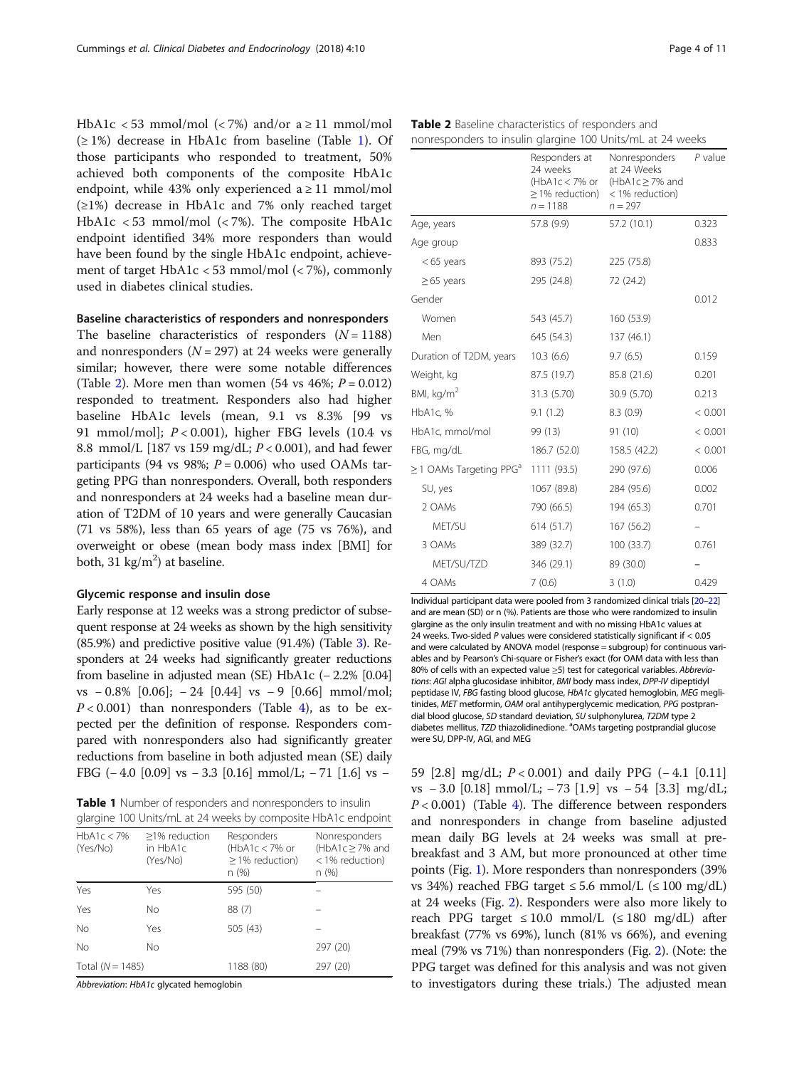HbA1c < 53 mmol/mol (< 7%) and/or a ≥ 11 mmol/mol (≥ 1%) decrease in HbA1c from baseline (Table 1). Of those participants who responded to treatment, 50% achieved both components of the composite HbA1c endpoint, while 43% only experienced a ≥ 11 mmol/mol (≥1%) decrease in HbA1c and 7% only reached target HbA1c < 53 mmol/mol (< 7%). The composite HbA1c endpoint identified 34% more responders than would have been found by the single HbA1c endpoint, achievement of target HbA1c < 53 mmol/mol (< 7%), commonly used in diabetes clinical studies.

### Baseline characteristics of responders and nonresponders

The baseline characteristics of responders ($N = 1188$) and nonresponders ($N = 297$) at 24 weeks were generally similar; however, there were some notable differences (Table 2). More men than women (54 vs 46%; $P = 0.012$) responded to treatment. Responders also had higher baseline HbA1c levels (mean, 9.1 vs 8.3% [99 vs 91 mmol/mol]; $P < 0.001$), higher FBG levels (10.4 vs 8.8 mmol/L [187 vs 159 mg/dL; $P < 0.001$), and had fewer participants (94 vs 98%; $P = 0.006$) who used OAMs targeting PPG than nonresponders. Overall, both responders and nonresponders at 24 weeks had a baseline mean duration of T2DM of 10 years and were generally Caucasian (71 vs 58%), less than 65 years of age (75 vs 76%), and overweight or obese (mean body mass index [BMI] for both, 31 kg/m$^2$) at baseline.

### Glycemic response and insulin dose

Early response at 12 weeks was a strong predictor of subsequent response at 24 weeks as shown by the high sensitivity (85.9%) and predictive positive value (91.4%) (Table 3). Responders at 24 weeks had significantly greater reductions from baseline in adjusted mean (SE) HbA1c (− 2.2% [0.04] vs − 0.8% [0.06]; − 24 [0.44] vs − 9 [0.66] mmol/mol; $P < 0.001$) than nonresponders (Table 4), as to be expected per the definition of response. Responders compared with nonresponders also had significantly greater reductions from baseline in both adjusted mean (SE) daily FBG (− 4.0 [0.09] vs − 3.3 [0.16] mmol/L; − 71 [1.6] vs − 59 [2.8] mg/dL; $P < 0.001$) and daily PPG (− 4.1 [0.11] vs − 3.0 [0.18] mmol/L; − 73 [1.9] vs − 54 [3.3] mg/dL; $P < 0.001$) (Table 4). The difference between responders and nonresponders in change from baseline adjusted mean daily BG levels at 24 weeks was small at pre-breakfast and 3 AM, but more pronounced at other time points (Fig. 1). More responders than nonresponders (39% vs 34%) reached FBG target ≤ 5.6 mmol/L (≤ 100 mg/dL) at 24 weeks (Fig. 2). Responders were also more likely to reach PPG target ≤ 10.0 mmol/L (≤ 180 mg/dL) after breakfast (77% vs 69%), lunch (81% vs 66%), and evening meal (79% vs 71%) than nonresponders (Fig. 2). (Note: the PPG target was defined for this analysis and was not given to investigators during these trials.) The adjusted mean

**Table 1** Number of responders and nonresponders to insulin glargine 100 Units/mL at 24 weeks by composite HbA1c endpoint

| HbA1c < 7% (Yes/No) | ≥1% reduction in HbA1c (Yes/No) | Responders (HbA1c < 7% or ≥ 1% reduction) n (%) | Nonresponders (HbA1c ≥ 7% and < 1% reduction) n (%) |
|---|---|---|---|
| Yes | Yes | 595 (50) | – |
| Yes | No | 88 (7) | – |
| No | Yes | 505 (43) | – |
| No | No | | 297 (20) |
| Total (N = 1485) | | 1188 (80) | 297 (20) |

*Abbreviation*: *HbA1c* glycated hemoglobin

**Table 2** Baseline characteristics of responders and nonresponders to insulin glargine 100 Units/mL at 24 weeks

| | Responders at 24 weeks (HbA1c < 7% or ≥ 1% reduction) n = 1188 | Nonresponders at 24 Weeks (HbA1c ≥ 7% and < 1% reduction) n = 297 | P value |
|---|---|---|---|
| Age, years | 57.8 (9.9) | 57.2 (10.1) | 0.323 |
| Age group | | | 0.833 |
| < 65 years | 893 (75.2) | 225 (75.8) | |
| ≥ 65 years | 295 (24.8) | 72 (24.2) | |
| Gender | | | 0.012 |
| Women | 543 (45.7) | 160 (53.9) | |
| Men | 645 (54.3) | 137 (46.1) | |
| Duration of T2DM, years | 10.3 (6.6) | 9.7 (6.5) | 0.159 |
| Weight, kg | 87.5 (19.7) | 85.8 (21.6) | 0.201 |
| BMI, kg/m$^2$ | 31.3 (5.70) | 30.9 (5.70) | 0.213 |
| HbA1c, % | 9.1 (1.2) | 8.3 (0.9) | < 0.001 |
| HbA1c, mmol/mol | 99 (13) | 91 (10) | < 0.001 |
| FBG, mg/dL | 186.7 (52.0) | 158.5 (42.2) | < 0.001 |
| ≥ 1 OAMs Targeting PPG[a] | 1111 (93.5) | 290 (97.6) | 0.006 |
| SU, yes | 1067 (89.8) | 284 (95.6) | 0.002 |
| 2 OAMs | 790 (66.5) | 194 (65.3) | 0.701 |
| MET/SU | 614 (51.7) | 167 (56.2) | – |
| 3 OAMs | 389 (32.7) | 100 (33.7) | 0.761 |
| MET/SU/TZD | 346 (29.1) | 89 (30.0) | – |
| 4 OAMs | 7 (0.6) | 3 (1.0) | 0.429 |

Individual participant data were pooled from 3 randomized clinical trials [20–22] and are mean (SD) or n (%). Patients are those who were randomized to insulin glargine as the only insulin treatment and with no missing HbA1c values at 24 weeks. Two-sided P values were considered statistically significant if < 0.05 and were calculated by ANOVA model (response = subgroup) for continuous variables and by Pearson's Chi-square or Fisher's exact (for OAM data with less than 80% of cells with an expected value ≥5) test for categorical variables. *Abbreviations*: *AGI* alpha glucosidase inhibitor, *BMI* body mass index, *DPP-IV* dipeptidyl peptidase IV, *FBG* fasting blood glucose, *HbA1c* glycated hemoglobin, *MEG* meglitinides, *MET* metformin, *OAM* oral antihyperglycemic medication, *PPG* postprandial blood glucose, *SD* standard deviation, *SU* sulphonylurea, *T2DM* type 2 diabetes mellitus, *TZD* thiazolidinedione. [a]OAMs targeting postprandial glucose were SU, DPP-IV, AGI, and MEG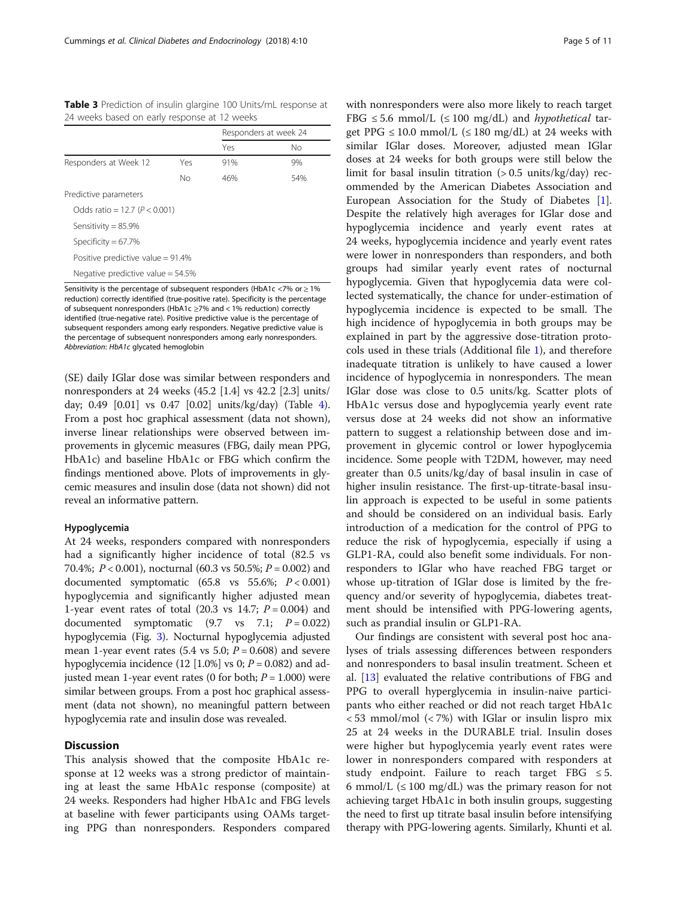**Table 3** Prediction of insulin glargine 100 Units/mL response at 24 weeks based on early response at 12 weeks

| | | Responders at week 24 | |
|---|---|---|---|
| | | Yes | No |
| Responders at Week 12 | Yes | 91% | 9% |
| | No | 46% | 54% |
| Predictive parameters | | | |
| Odds ratio = 12.7 ($P < 0.001$) | | | |
| Sensitivity = 85.9% | | | |
| Specificity = 67.7% | | | |
| Positive predictive value = 91.4% | | | |
| Negative predictive value = 54.5% | | | |

Sensitivity is the percentage of subsequent responders (HbA1c <7% or ≥ 1% reduction) correctly identified (true-positive rate). Specificity is the percentage of subsequent nonresponders (HbA1c ≥7% and < 1% reduction) correctly identified (true-negative rate). Positive predictive value is the percentage of subsequent responders among early responders. Negative predictive value is the percentage of subsequent nonresponders among early nonresponders. *Abbreviation*: *HbA1c* glycated hemoglobin

(SE) daily IGlar dose was similar between responders and nonresponders at 24 weeks (45.2 [1.4] vs 42.2 [2.3] units/day; 0.49 [0.01] vs 0.47 [0.02] units/kg/day) (Table 4). From a post hoc graphical assessment (data not shown), inverse linear relationships were observed between improvements in glycemic measures (FBG, daily mean PPG, HbA1c) and baseline HbA1c or FBG which confirm the findings mentioned above. Plots of improvements in glycemic measures and insulin dose (data not shown) did not reveal an informative pattern.

#### Hypoglycemia

At 24 weeks, responders compared with nonresponders had a significantly higher incidence of total (82.5 vs 70.4%; $P < 0.001$), nocturnal (60.3 vs 50.5%; $P = 0.002$) and documented symptomatic (65.8 vs 55.6%; $P < 0.001$) hypoglycemia and significantly higher adjusted mean 1-year event rates of total (20.3 vs 14.7; $P = 0.004$) and documented symptomatic (9.7 vs 7.1; $P = 0.022$) hypoglycemia (Fig. 3). Nocturnal hypoglycemia adjusted mean 1-year event rates (5.4 vs 5.0; $P = 0.608$) and severe hypoglycemia incidence (12 [1.0%] vs 0; $P = 0.082$) and adjusted mean 1-year event rates (0 for both; $P = 1.000$) were similar between groups. From a post hoc graphical assessment (data not shown), no meaningful pattern between hypoglycemia rate and insulin dose was revealed.

## Discussion

This analysis showed that the composite HbA1c response at 12 weeks was a strong predictor of maintaining at least the same HbA1c response (composite) at 24 weeks. Responders had higher HbA1c and FBG levels at baseline with fewer participants using OAMs targeting PPG than nonresponders. Responders compared with nonresponders were also more likely to reach target FBG ≤ 5.6 mmol/L (≤ 100 mg/dL) and *hypothetical* target PPG ≤ 10.0 mmol/L (≤ 180 mg/dL) at 24 weeks with similar IGlar doses. Moreover, adjusted mean IGlar doses at 24 weeks for both groups were still below the limit for basal insulin titration (> 0.5 units/kg/day) recommended by the American Diabetes Association and European Association for the Study of Diabetes [1]. Despite the relatively high averages for IGlar dose and hypoglycemia incidence and yearly event rates at 24 weeks, hypoglycemia incidence and yearly event rates were lower in nonresponders than responders, and both groups had similar yearly event rates of nocturnal hypoglycemia. Given that hypoglycemia data were collected systematically, the chance for under-estimation of hypoglycemia incidence is expected to be small. The high incidence of hypoglycemia in both groups may be explained in part by the aggressive dose-titration protocols used in these trials (Additional file 1), and therefore inadequate titration is unlikely to have caused a lower incidence of hypoglycemia in nonresponders. The mean IGlar dose was close to 0.5 units/kg. Scatter plots of HbA1c versus dose and hypoglycemia yearly event rate versus dose at 24 weeks did not show an informative pattern to suggest a relationship between dose and improvement in glycemic control or lower hypoglycemia incidence. Some people with T2DM, however, may need greater than 0.5 units/kg/day of basal insulin in case of higher insulin resistance. The first-up-titrate-basal insulin approach is expected to be useful in some patients and should be considered on an individual basis. Early introduction of a medication for the control of PPG to reduce the risk of hypoglycemia, especially if using a GLP1-RA, could also benefit some individuals. For nonresponders to IGlar who have reached FBG target or whose up-titration of IGlar dose is limited by the frequency and/or severity of hypoglycemia, diabetes treatment should be intensified with PPG-lowering agents, such as prandial insulin or GLP1-RA.

Our findings are consistent with several post hoc analyses of trials assessing differences between responders and nonresponders to basal insulin treatment. Scheen et al. [13] evaluated the relative contributions of FBG and PPG to overall hyperglycemia in insulin-naive participants who either reached or did not reach target HbA1c < 53 mmol/mol (< 7%) with IGlar or insulin lispro mix 25 at 24 weeks in the DURABLE trial. Insulin doses were higher but hypoglycemia yearly event rates were lower in nonresponders compared with responders at study endpoint. Failure to reach target FBG ≤ 5.6 mmol/L (≤ 100 mg/dL) was the primary reason for not achieving target HbA1c in both insulin groups, suggesting the need to first up titrate basal insulin before intensifying therapy with PPG-lowering agents. Similarly, Khunti et al.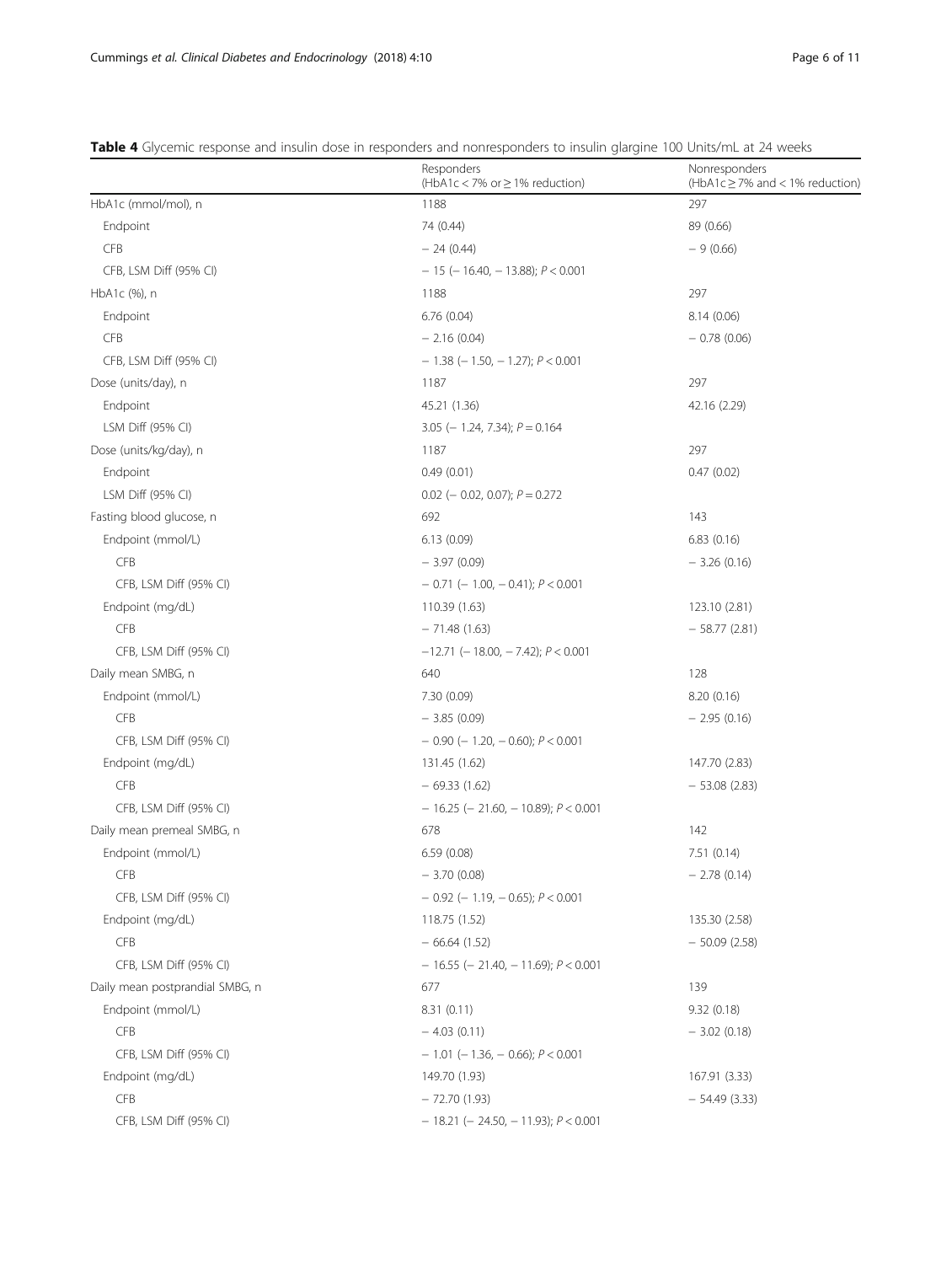**Table 4** Glycemic response and insulin dose in responders and nonresponders to insulin glargine 100 Units/mL at 24 weeks

| | Responders (HbA1c < 7% or ≥ 1% reduction) | Nonresponders (HbA1c ≥ 7% and < 1% reduction) |
|---|---|---|
| HbA1c (mmol/mol), n | 1188 | 297 |
| Endpoint | 74 (0.44) | 89 (0.66) |
| CFB | − 24 (0.44) | − 9 (0.66) |
| CFB, LSM Diff (95% CI) | − 15 (− 16.40, − 13.88); $P < 0.001$ | |
| HbA1c (%), n | 1188 | 297 |
| Endpoint | 6.76 (0.04) | 8.14 (0.06) |
| CFB | − 2.16 (0.04) | − 0.78 (0.06) |
| CFB, LSM Diff (95% CI) | − 1.38 (− 1.50, − 1.27); $P < 0.001$ | |
| Dose (units/day), n | 1187 | 297 |
| Endpoint | 45.21 (1.36) | 42.16 (2.29) |
| LSM Diff (95% CI) | 3.05 (− 1.24, 7.34); $P = 0.164$ | |
| Dose (units/kg/day), n | 1187 | 297 |
| Endpoint | 0.49 (0.01) | 0.47 (0.02) |
| LSM Diff (95% CI) | 0.02 (− 0.02, 0.07); $P = 0.272$ | |
| Fasting blood glucose, n | 692 | 143 |
| Endpoint (mmol/L) | 6.13 (0.09) | 6.83 (0.16) |
| CFB | − 3.97 (0.09) | − 3.26 (0.16) |
| CFB, LSM Diff (95% CI) | − 0.71 (− 1.00, − 0.41); $P < 0.001$ | |
| Endpoint (mg/dL) | 110.39 (1.63) | 123.10 (2.81) |
| CFB | − 71.48 (1.63) | − 58.77 (2.81) |
| CFB, LSM Diff (95% CI) | −12.71 (− 18.00, − 7.42); $P < 0.001$ | |
| Daily mean SMBG, n | 640 | 128 |
| Endpoint (mmol/L) | 7.30 (0.09) | 8.20 (0.16) |
| CFB | − 3.85 (0.09) | − 2.95 (0.16) |
| CFB, LSM Diff (95% CI) | − 0.90 (− 1.20, − 0.60); $P < 0.001$ | |
| Endpoint (mg/dL) | 131.45 (1.62) | 147.70 (2.83) |
| CFB | − 69.33 (1.62) | − 53.08 (2.83) |
| CFB, LSM Diff (95% CI) | − 16.25 (− 21.60, − 10.89); $P < 0.001$ | |
| Daily mean premeal SMBG, n | 678 | 142 |
| Endpoint (mmol/L) | 6.59 (0.08) | 7.51 (0.14) |
| CFB | − 3.70 (0.08) | − 2.78 (0.14) |
| CFB, LSM Diff (95% CI) | − 0.92 (− 1.19, − 0.65); $P < 0.001$ | |
| Endpoint (mg/dL) | 118.75 (1.52) | 135.30 (2.58) |
| CFB | − 66.64 (1.52) | − 50.09 (2.58) |
| CFB, LSM Diff (95% CI) | − 16.55 (− 21.40, − 11.69); $P < 0.001$ | |
| Daily mean postprandial SMBG, n | 677 | 139 |
| Endpoint (mmol/L) | 8.31 (0.11) | 9.32 (0.18) |
| CFB | − 4.03 (0.11) | − 3.02 (0.18) |
| CFB, LSM Diff (95% CI) | − 1.01 (− 1.36, − 0.66); $P < 0.001$ | |
| Endpoint (mg/dL) | 149.70 (1.93) | 167.91 (3.33) |
| CFB | − 72.70 (1.93) | − 54.49 (3.33) |
| CFB, LSM Diff (95% CI) | − 18.21 (− 24.50, − 11.93); $P < 0.001$ | |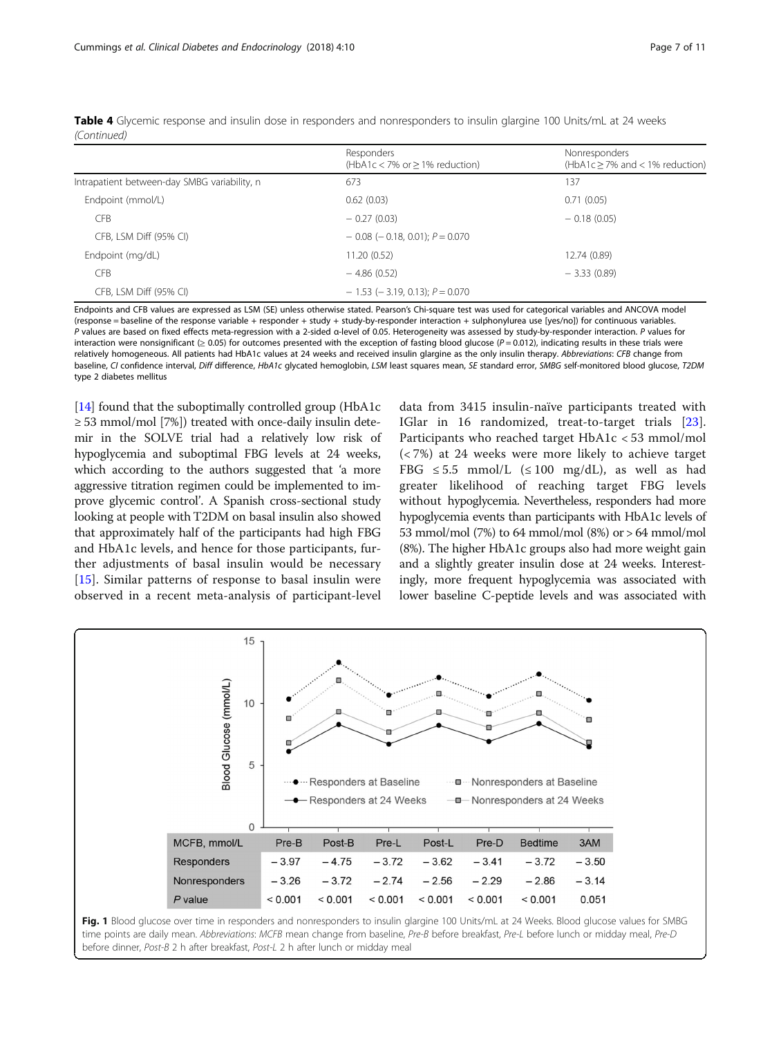**Table 4** Glycemic response and insulin dose in responders and nonresponders to insulin glargine 100 Units/mL at 24 weeks *(Continued)*

| | Responders (HbA1c < 7% or ≥ 1% reduction) | Nonresponders (HbA1c ≥ 7% and < 1% reduction) |
|---|---|---|
| Intrapatient between-day SMBG variability, n | 673 | 137 |
| Endpoint (mmol/L) | 0.62 (0.03) | 0.71 (0.05) |
| CFB | − 0.27 (0.03) | − 0.18 (0.05) |
| CFB, LSM Diff (95% CI) | − 0.08 (− 0.18, 0.01); $P = 0.070$ | |
| Endpoint (mg/dL) | 11.20 (0.52) | 12.74 (0.89) |
| CFB | − 4.86 (0.52) | − 3.33 (0.89) |
| CFB, LSM Diff (95% CI) | − 1.53 (− 3.19, 0.13); $P = 0.070$ | |

Endpoints and CFB values are expressed as LSM (SE) unless otherwise stated. Pearson's Chi-square test was used for categorical variables and ANCOVA model (response = baseline of the response variable + responder + study + study-by-responder interaction + sulphonylurea use [yes/no]) for continuous variables. *P* values are based on fixed effects meta-regression with a 2-sided α-level of 0.05. Heterogeneity was assessed by study-by-responder interaction. *P* values for interaction were nonsignificant (≥ 0.05) for outcomes presented with the exception of fasting blood glucose ($P = 0.012$), indicating results in these trials were relatively homogeneous. All patients had HbA1c values at 24 weeks and received insulin glargine as the only insulin therapy. *Abbreviations*: *CFB* change from baseline, *CI* confidence interval, *Diff* difference, *HbA1c* glycated hemoglobin, *LSM* least squares mean, *SE* standard error, *SMBG* self-monitored blood glucose, *T2DM* type 2 diabetes mellitus

[14] found that the suboptimally controlled group (HbA1c ≥ 53 mmol/mol [7%]) treated with once-daily insulin detemir in the SOLVE trial had a relatively low risk of hypoglycemia and suboptimal FBG levels at 24 weeks, which according to the authors suggested that 'a more aggressive titration regimen could be implemented to improve glycemic control'. A Spanish cross-sectional study looking at people with T2DM on basal insulin also showed that approximately half of the participants had high FBG and HbA1c levels, and hence for those participants, further adjustments of basal insulin would be necessary [15]. Similar patterns of response to basal insulin were observed in a recent meta-analysis of participant-level data from 3415 insulin-naïve participants treated with IGlar in 16 randomized, treat-to-target trials [23]. Participants who reached target HbA1c < 53 mmol/mol (< 7%) at 24 weeks were more likely to achieve target FBG ≤ 5.5 mmol/L (≤ 100 mg/dL), as well as had greater likelihood of reaching target FBG levels without hypoglycemia. Nevertheless, responders had more hypoglycemia events than participants with HbA1c levels of 53 mmol/mol (7%) to 64 mmol/mol (8%) or > 64 mmol/mol (8%). The higher HbA1c groups also had more weight gain and a slightly greater insulin dose at 24 weeks. Interestingly, more frequent hypoglycemia was associated with lower baseline C-peptide levels and was associated with

| MCFB, mmol/L | Pre-B | Post-B | Pre-L | Post-L | Pre-D | Bedtime | 3AM |
|---|---|---|---|---|---|---|---|
| Responders | − 3.97 | − 4.75 | − 3.72 | − 3.62 | − 3.41 | − 3.72 | − 3.50 |
| Nonresponders | − 3.26 | − 3.72 | − 2.74 | − 2.56 | − 2.29 | − 2.86 | − 3.14 |
| *P* value | < 0.001 | < 0.001 | < 0.001 | < 0.001 | < 0.001 | < 0.001 | 0.051 |

**Fig. 1** Blood glucose over time in responders and nonresponders to insulin glargine 100 Units/mL at 24 Weeks. Blood glucose values for SMBG time points are daily mean. *Abbreviations*: *MCFB* mean change from baseline, *Pre-B* before breakfast, *Pre-L* before lunch or midday meal, *Pre-D* before dinner, *Post-B* 2 h after breakfast, *Post-L* 2 h after lunch or midday meal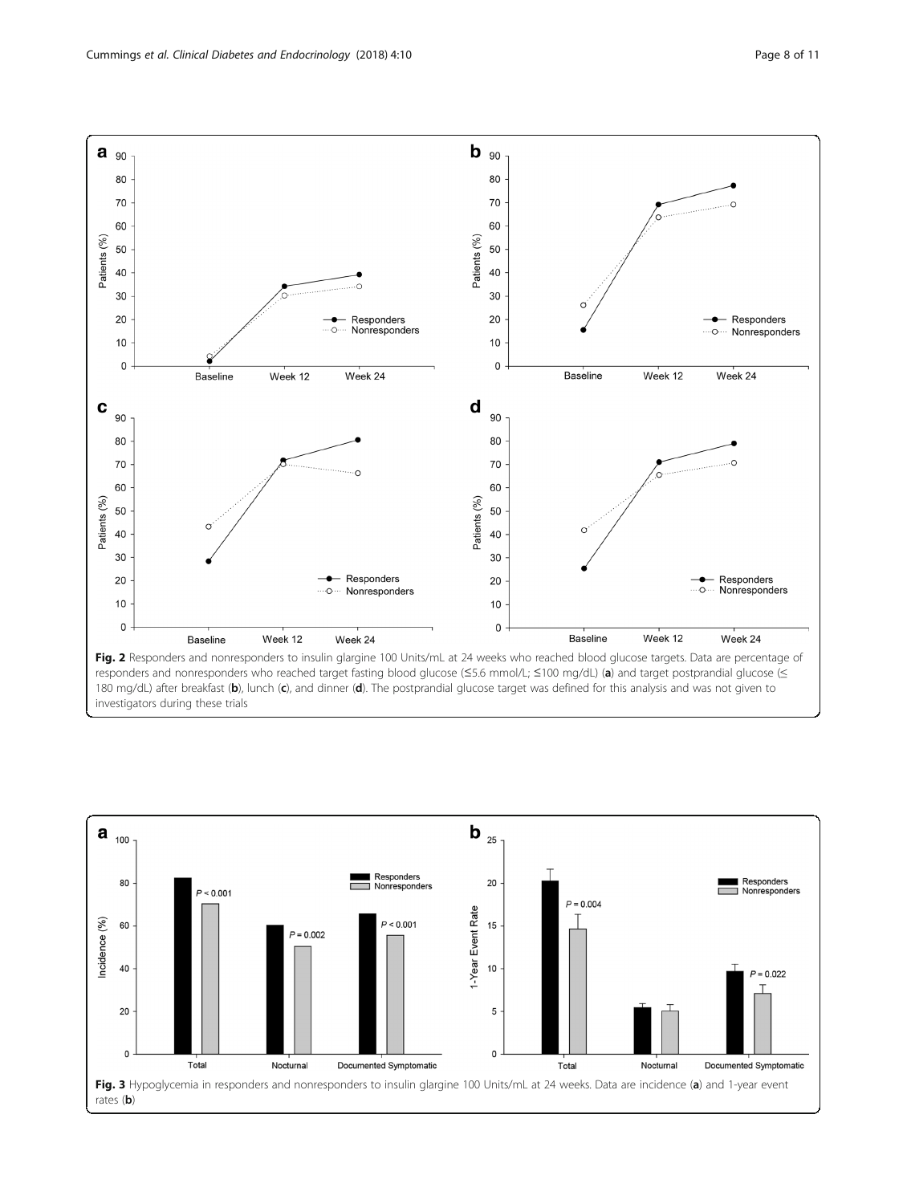**Fig. 2** Responders and nonresponders to insulin glargine 100 Units/mL at 24 weeks who reached blood glucose targets. Data are percentage of responders and nonresponders who reached target fasting blood glucose (≤5.6 mmol/L; ≤100 mg/dL) (**a**) and target postprandial glucose (≤ 180 mg/dL) after breakfast (**b**), lunch (**c**), and dinner (**d**). The postprandial glucose target was defined for this analysis and was not given to investigators during these trials

**Fig. 3** Hypoglycemia in responders and nonresponders to insulin glargine 100 Units/mL at 24 weeks. Data are incidence (**a**) and 1-year event rates (**b**)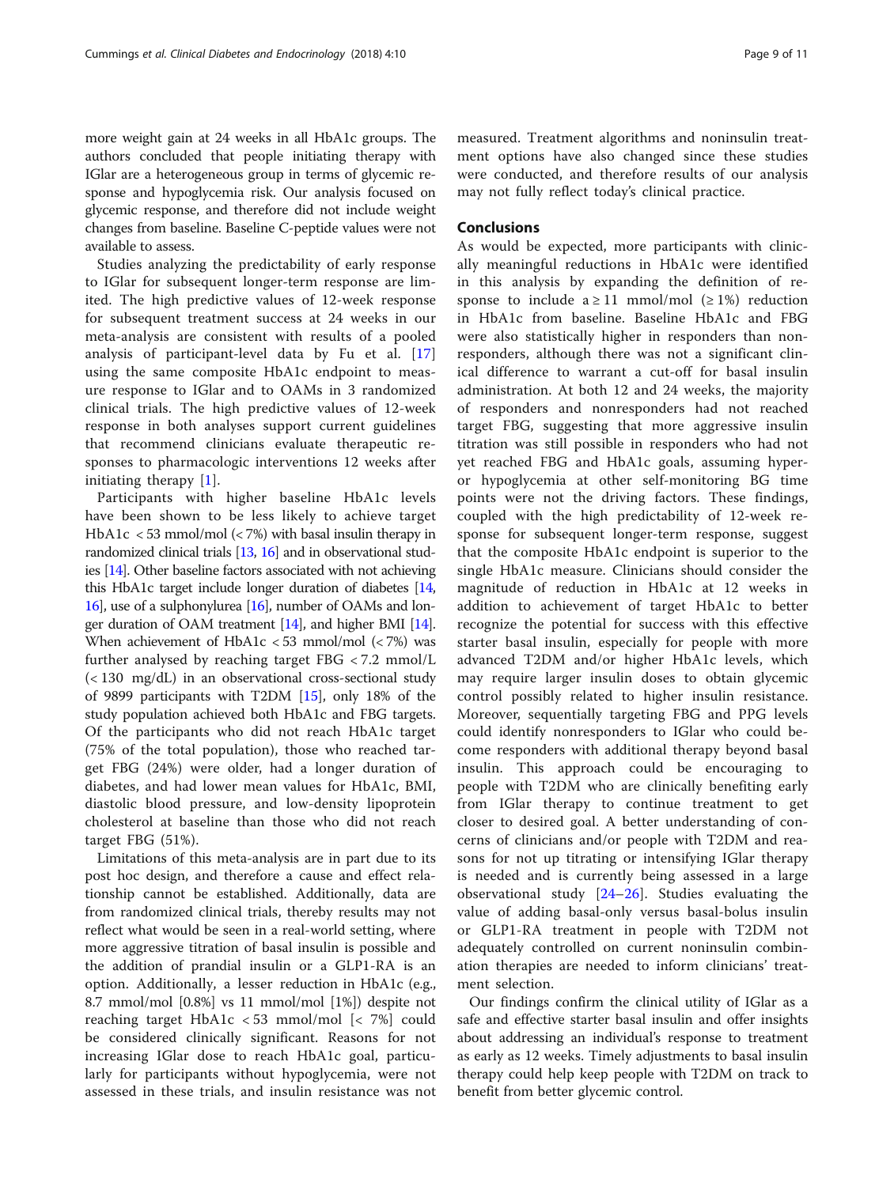more weight gain at 24 weeks in all HbA1c groups. The authors concluded that people initiating therapy with IGlar are a heterogeneous group in terms of glycemic response and hypoglycemia risk. Our analysis focused on glycemic response, and therefore did not include weight changes from baseline. Baseline C-peptide values were not available to assess.

Studies analyzing the predictability of early response to IGlar for subsequent longer-term response are limited. The high predictive values of 12-week response for subsequent treatment success at 24 weeks in our meta-analysis are consistent with results of a pooled analysis of participant-level data by Fu et al. [17] using the same composite HbA1c endpoint to measure response to IGlar and to OAMs in 3 randomized clinical trials. The high predictive values of 12-week response in both analyses support current guidelines that recommend clinicians evaluate therapeutic responses to pharmacologic interventions 12 weeks after initiating therapy [1].

Participants with higher baseline HbA1c levels have been shown to be less likely to achieve target HbA1c < 53 mmol/mol (< 7%) with basal insulin therapy in randomized clinical trials [13, 16] and in observational studies [14]. Other baseline factors associated with not achieving this HbA1c target include longer duration of diabetes [14, 16], use of a sulphonylurea [16], number of OAMs and longer duration of OAM treatment [14], and higher BMI [14]. When achievement of HbA1c < 53 mmol/mol (< 7%) was further analysed by reaching target FBG < 7.2 mmol/L (< 130 mg/dL) in an observational cross-sectional study of 9899 participants with T2DM [15], only 18% of the study population achieved both HbA1c and FBG targets. Of the participants who did not reach HbA1c target (75% of the total population), those who reached target FBG (24%) were older, had a longer duration of diabetes, and had lower mean values for HbA1c, BMI, diastolic blood pressure, and low-density lipoprotein cholesterol at baseline than those who did not reach target FBG (51%).

Limitations of this meta-analysis are in part due to its post hoc design, and therefore a cause and effect relationship cannot be established. Additionally, data are from randomized clinical trials, thereby results may not reflect what would be seen in a real-world setting, where more aggressive titration of basal insulin is possible and the addition of prandial insulin or a GLP1-RA is an option. Additionally, a lesser reduction in HbA1c (e.g., 8.7 mmol/mol [0.8%] vs 11 mmol/mol [1%]) despite not reaching target HbA1c < 53 mmol/mol [< 7%] could be considered clinically significant. Reasons for not increasing IGlar dose to reach HbA1c goal, particularly for participants without hypoglycemia, were not assessed in these trials, and insulin resistance was not measured. Treatment algorithms and noninsulin treatment options have also changed since these studies were conducted, and therefore results of our analysis may not fully reflect today's clinical practice.

## Conclusions

As would be expected, more participants with clinically meaningful reductions in HbA1c were identified in this analysis by expanding the definition of response to include a ≥ 11 mmol/mol (≥ 1%) reduction in HbA1c from baseline. Baseline HbA1c and FBG were also statistically higher in responders than nonresponders, although there was not a significant clinical difference to warrant a cut-off for basal insulin administration. At both 12 and 24 weeks, the majority of responders and nonresponders had not reached target FBG, suggesting that more aggressive insulin titration was still possible in responders who had not yet reached FBG and HbA1c goals, assuming hyper- or hypoglycemia at other self-monitoring BG time points were not the driving factors. These findings, coupled with the high predictability of 12-week response for subsequent longer-term response, suggest that the composite HbA1c endpoint is superior to the single HbA1c measure. Clinicians should consider the magnitude of reduction in HbA1c at 12 weeks in addition to achievement of target HbA1c to better recognize the potential for success with this effective starter basal insulin, especially for people with more advanced T2DM and/or higher HbA1c levels, which may require larger insulin doses to obtain glycemic control possibly related to higher insulin resistance. Moreover, sequentially targeting FBG and PPG levels could identify nonresponders to IGlar who could become responders with additional therapy beyond basal insulin. This approach could be encouraging to people with T2DM who are clinically benefiting early from IGlar therapy to continue treatment to get closer to desired goal. A better understanding of concerns of clinicians and/or people with T2DM and reasons for not up titrating or intensifying IGlar therapy is needed and is currently being assessed in a large observational study [24–26]. Studies evaluating the value of adding basal-only versus basal-bolus insulin or GLP1-RA treatment in people with T2DM not adequately controlled on current noninsulin combination therapies are needed to inform clinicians' treatment selection.

Our findings confirm the clinical utility of IGlar as a safe and effective starter basal insulin and offer insights about addressing an individual's response to treatment as early as 12 weeks. Timely adjustments to basal insulin therapy could help keep people with T2DM on track to benefit from better glycemic control.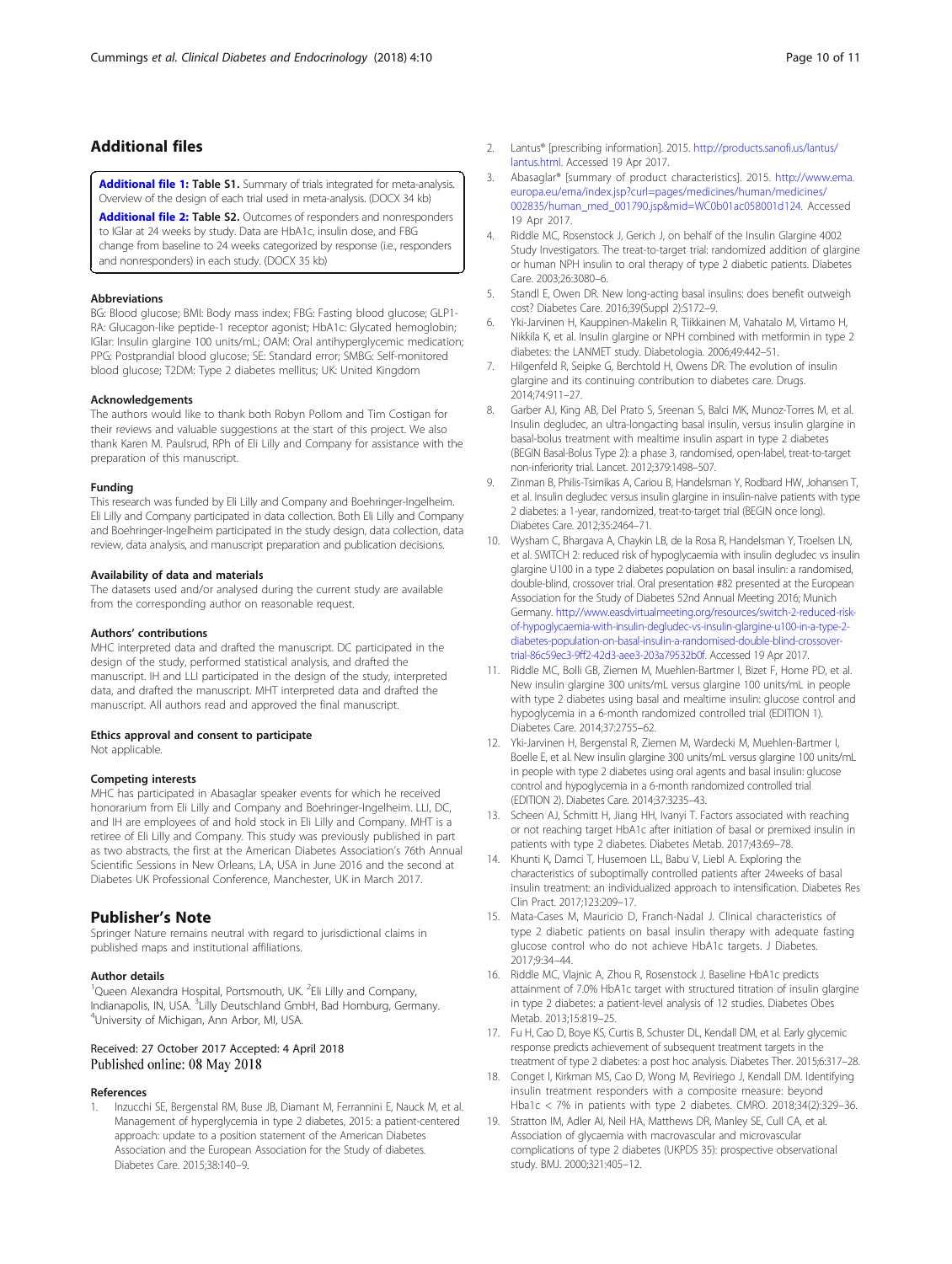## Additional files

**Additional file 1:** Table S1. Summary of trials integrated for meta-analysis. Overview of the design of each trial used in meta-analysis. (DOCX 34 kb)

**Additional file 2:** Table S2. Outcomes of responders and nonresponders to IGlar at 24 weeks by study. Data are HbA1c, insulin dose, and FBG change from baseline to 24 weeks categorized by response (i.e., responders and nonresponders) in each study. (DOCX 35 kb)

#### Abbreviations

BG: Blood glucose; BMI: Body mass index; FBG: Fasting blood glucose; GLP1-RA: Glucagon-like peptide-1 receptor agonist; HbA1c: Glycated hemoglobin; IGlar: Insulin glargine 100 units/mL; OAM: Oral antihyperglycemic medication; PPG: Postprandial blood glucose; SE: Standard error; SMBG: Self-monitored blood glucose; T2DM: Type 2 diabetes mellitus; UK: United Kingdom

#### Acknowledgements

The authors would like to thank both Robyn Pollom and Tim Costigan for their reviews and valuable suggestions at the start of this project. We also thank Karen M. Paulsrud, RPh of Eli Lilly and Company for assistance with the preparation of this manuscript.

#### Funding

This research was funded by Eli Lilly and Company and Boehringer-Ingelheim. Eli Lilly and Company participated in data collection. Both Eli Lilly and Company and Boehringer-Ingelheim participated in the study design, data collection, data review, data analysis, and manuscript preparation and publication decisions.

#### Availability of data and materials

The datasets used and/or analysed during the current study are available from the corresponding author on reasonable request.

#### Authors' contributions

MHC interpreted data and drafted the manuscript. DC participated in the design of the study, performed statistical analysis, and drafted the manuscript. IH and LLI participated in the design of the study, interpreted data, and drafted the manuscript. MHT interpreted data and drafted the manuscript. All authors read and approved the final manuscript.

#### Ethics approval and consent to participate

Not applicable.

#### Competing interests

MHC has participated in Abasaglar speaker events for which he received honorarium from Eli Lilly and Company and Boehringer-Ingelheim. LLI, DC, and IH are employees of and hold stock in Eli Lilly and Company. MHT is a retiree of Eli Lilly and Company. This study was previously published in part as two abstracts, the first at the American Diabetes Association's 76th Annual Scientific Sessions in New Orleans, LA, USA in June 2016 and the second at Diabetes UK Professional Conference, Manchester, UK in March 2017.

## Publisher's Note

Springer Nature remains neutral with regard to jurisdictional claims in published maps and institutional affiliations.

#### Author details

[1]Queen Alexandra Hospital, Portsmouth, UK. [2]Eli Lilly and Company, Indianapolis, IN, USA. [3]Lilly Deutschland GmbH, Bad Homburg, Germany. [4]University of Michigan, Ann Arbor, MI, USA.

Received: 27 October 2017 Accepted: 4 April 2018
Published online: 08 May 2018

#### References

1. Inzucchi SE, Bergenstal RM, Buse JB, Diamant M, Ferrannini E, Nauck M, et al. Management of hyperglycemia in type 2 diabetes, 2015: a patient-centered approach: update to a position statement of the American Diabetes Association and the European Association for the Study of diabetes. Diabetes Care. 2015;38:140–9.
2. Lantus® [prescribing information]. 2015. http://products.sanofi.us/lantus/lantus.html. Accessed 19 Apr 2017.
3. Abasaglar® [summary of product characteristics]. 2015. http://www.ema.europa.eu/ema/index.jsp?curl=pages/medicines/human/medicines/002835/human_med_001790.jsp&mid=WC0b01ac058001d124. Accessed 19 Apr 2017.
4. Riddle MC, Rosenstock J, Gerich J, on behalf of the Insulin Glargine 4002 Study Investigators. The treat-to-target trial: randomized addition of glargine or human NPH insulin to oral therapy of type 2 diabetic patients. Diabetes Care. 2003;26:3080–6.
5. Standl E, Owen DR. New long-acting basal insulins: does benefit outweigh cost? Diabetes Care. 2016;39(Suppl 2):S172–9.
6. Yki-Jarvinen H, Kauppinen-Makelin R, Tiikkainen M, Vahatalo M, Virtamo H, Nikkila K, et al. Insulin glargine or NPH combined with metformin in type 2 diabetes: the LANMET study. Diabetologia. 2006;49:442–51.
7. Hilgenfeld R, Seipke G, Berchtold H, Owens DR. The evolution of insulin glargine and its continuing contribution to diabetes care. Drugs. 2014;74:911–27.
8. Garber AJ, King AB, Del Prato S, Sreenan S, Balci MK, Munoz-Torres M, et al. Insulin degludec, an ultra-longacting basal insulin, versus insulin glargine in basal-bolus treatment with mealtime insulin aspart in type 2 diabetes (BEGIN Basal-Bolus Type 2): a phase 3, randomised, open-label, treat-to-target non-inferiority trial. Lancet. 2012;379:1498–507.
9. Zinman B, Philis-Tsimikas A, Cariou B, Handelsman Y, Rodbard HW, Johansen T, et al. Insulin degludec versus insulin glargine in insulin-naive patients with type 2 diabetes: a 1-year, randomized, treat-to-target trial (BEGIN once long). Diabetes Care. 2012;35:2464–71.
10. Wysham C, Bhargava A, Chaykin LB, de la Rosa R, Handelsman Y, Troelsen LN, et al. SWITCH 2: reduced risk of hypoglycaemia with insulin degludec vs insulin glargine U100 in a type 2 diabetes population on basal insulin: a randomised, double-blind, crossover trial. Oral presentation #82 presented at the European Association for the Study of Diabetes 52nd Annual Meeting 2016; Munich Germany. http://www.easdvirtualmeeting.org/resources/switch-2-reduced-risk-of-hypoglycaemia-with-insulin-degludec-vs-insulin-glargine-u100-in-a-type-2-diabetes-population-on-basal-insulin-a-randomised-double-blind-crossover-trial-86c59ec3-9ff2-42d3-aee3-203a79532b0f. Accessed 19 Apr 2017.
11. Riddle MC, Bolli GB, Ziemen M, Muehlen-Bartmer I, Bizet F, Home PD, et al. New insulin glargine 300 units/mL versus glargine 100 units/mL in people with type 2 diabetes using basal and mealtime insulin: glucose control and hypoglycemia in a 6-month randomized controlled trial (EDITION 1). Diabetes Care. 2014;37:2755–62.
12. Yki-Jarvinen H, Bergenstal R, Ziemen M, Wardecki M, Muehlen-Bartmer I, Boelle E, et al. New insulin glargine 300 units/mL versus glargine 100 units/mL in people with type 2 diabetes using oral agents and basal insulin: glucose control and hypoglycemia in a 6-month randomized controlled trial (EDITION 2). Diabetes Care. 2014;37:3235–43.
13. Scheen AJ, Schmitt H, Jiang HH, Ivanyi T. Factors associated with reaching or not reaching target HbA1c after initiation of basal or premixed insulin in patients with type 2 diabetes. Diabetes Metab. 2017;43:69–78.
14. Khunti K, Damci T, Husemoen LL, Babu V, Liebl A. Exploring the characteristics of suboptimally controlled patients after 24weeks of basal insulin treatment: an individualized approach to intensification. Diabetes Res Clin Pract. 2017;123:209–17.
15. Mata-Cases M, Mauricio D, Franch-Nadal J. Clinical characteristics of type 2 diabetic patients on basal insulin therapy with adequate fasting glucose control who do not achieve HbA1c targets. J Diabetes. 2017;9:34–44.
16. Riddle MC, Vlajnic A, Zhou R, Rosenstock J. Baseline HbA1c predicts attainment of 7.0% HbA1c target with structured titration of insulin glargine in type 2 diabetes: a patient-level analysis of 12 studies. Diabetes Obes Metab. 2013;15:819–25.
17. Fu H, Cao D, Boye KS, Curtis B, Schuster DL, Kendall DM, et al. Early glycemic response predicts achievement of subsequent treatment targets in the treatment of type 2 diabetes: a post hoc analysis. Diabetes Ther. 2015;6:317–28.
18. Conget I, Kirkman MS, Cao D, Wong M, Reviriego J, Kendall DM. Identifying treatment responders with a composite measure: beyond Hba1c < 7% in patients with type 2 diabetes. CMRO. 2018;34(2):329–36.
19. Stratton IM, Adler AI, Neil HA, Matthews DR, Manley SE, Cull CA, et al. Association of glycaemia with macrovascular and microvascular complications of type 2 diabetes (UKPDS 35): prospective observational study. BMJ. 2000;321:405–12.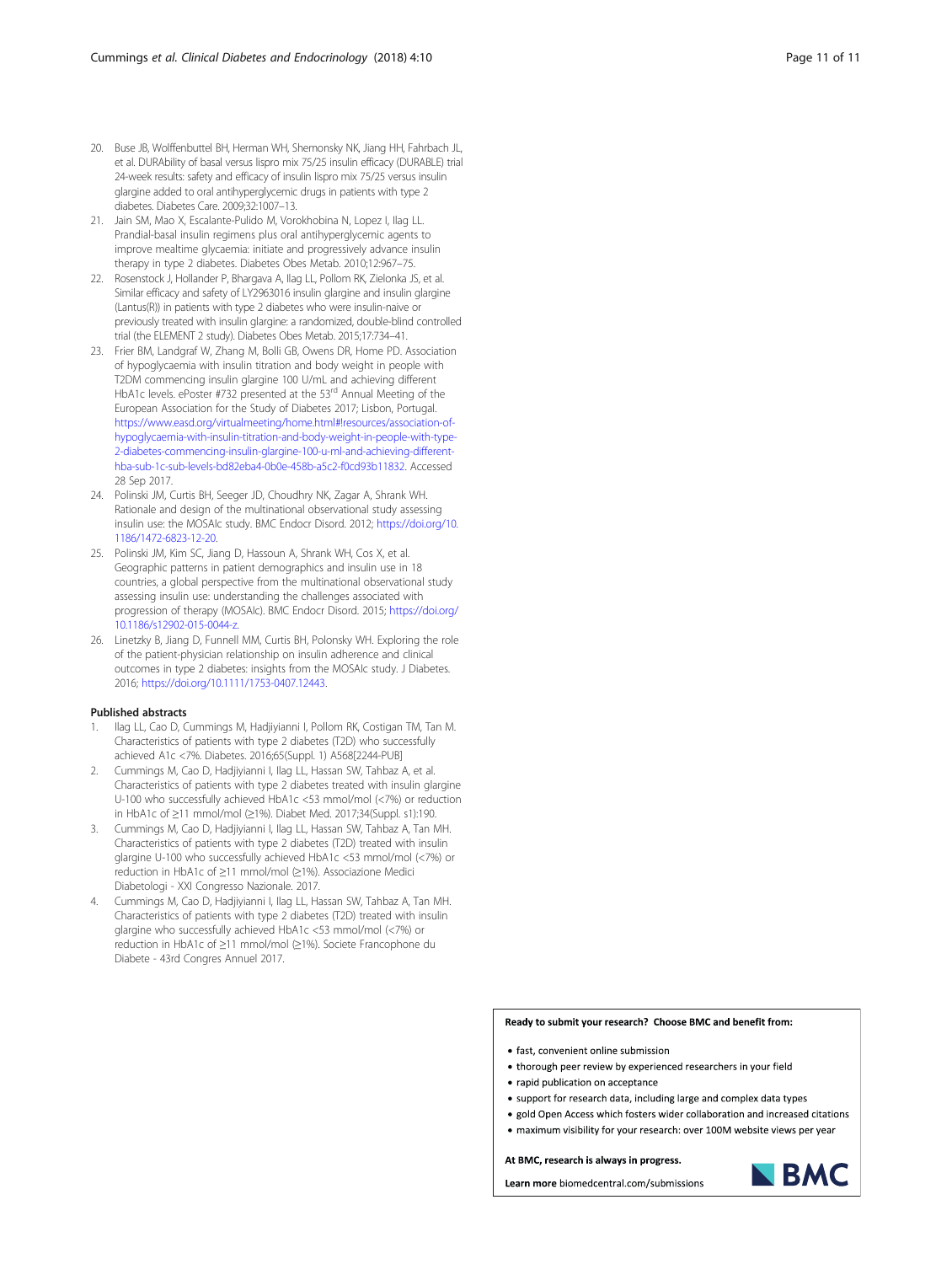20. Buse JB, Wolffenbuttel BH, Herman WH, Shemonsky NK, Jiang HH, Fahrbach JL, et al. DURAbility of basal versus lispro mix 75/25 insulin efficacy (DURABLE) trial 24-week results: safety and efficacy of insulin lispro mix 75/25 versus insulin glargine added to oral antihyperglycemic drugs in patients with type 2 diabetes. Diabetes Care. 2009;32:1007–13.
21. Jain SM, Mao X, Escalante-Pulido M, Vorokhobina N, Lopez I, Ilag LL. Prandial-basal insulin regimens plus oral antihyperglycemic agents to improve mealtime glycaemia: initiate and progressively advance insulin therapy in type 2 diabetes. Diabetes Obes Metab. 2010;12:967–75.
22. Rosenstock J, Hollander P, Bhargava A, Ilag LL, Pollom RK, Zielonka JS, et al. Similar efficacy and safety of LY2963016 insulin glargine and insulin glargine (Lantus(R)) in patients with type 2 diabetes who were insulin-naive or previously treated with insulin glargine: a randomized, double-blind controlled trial (the ELEMENT 2 study). Diabetes Obes Metab. 2015;17:734–41.
23. Frier BM, Landgraf W, Zhang M, Bolli GB, Owens DR, Home PD. Association of hypoglycaemia with insulin titration and body weight in people with T2DM commencing insulin glargine 100 U/mL and achieving different HbA1c levels. ePoster #732 presented at the 53rd Annual Meeting of the European Association for the Study of Diabetes 2017; Lisbon, Portugal. https://www.easd.org/virtualmeeting/home.html#!resources/association-of-hypoglycaemia-with-insulin-titration-and-body-weight-in-people-with-type-2-diabetes-commencing-insulin-glargine-100-u-ml-and-achieving-different-hba-sub-1c-sub-levels-bd82eba4-0b0e-458b-a5c2-f0cd93b11832. Accessed 28 Sep 2017.
24. Polinski JM, Curtis BH, Seeger JD, Choudhry NK, Zagar A, Shrank WH. Rationale and design of the multinational observational study assessing insulin use: the MOSAIc study. BMC Endocr Disord. 2012; https://doi.org/10.1186/1472-6823-12-20.
25. Polinski JM, Kim SC, Jiang D, Hassoun A, Shrank WH, Cos X, et al. Geographic patterns in patient demographics and insulin use in 18 countries, a global perspective from the multinational observational study assessing insulin use: understanding the challenges associated with progression of therapy (MOSAIc). BMC Endocr Disord. 2015; https://doi.org/10.1186/s12902-015-0044-z.
26. Linetzky B, Jiang D, Funnell MM, Curtis BH, Polonsky WH. Exploring the role of the patient-physician relationship on insulin adherence and clinical outcomes in type 2 diabetes: insights from the MOSAIc study. J Diabetes. 2016; https://doi.org/10.1111/1753-0407.12443.

#### Published abstracts

1. Ilag LL, Cao D, Cummings M, Hadjiyianni I, Pollom RK, Costigan TM, Tan M. Characteristics of patients with type 2 diabetes (T2D) who successfully achieved A1c <7%. Diabetes. 2016;65(Suppl. 1) A568[2244-PUB]
2. Cummings M, Cao D, Hadjiyianni I, Ilag LL, Hassan SW, Tahbaz A, et al. Characteristics of patients with type 2 diabetes treated with insulin glargine U-100 who successfully achieved HbA1c <53 mmol/mol (<7%) or reduction in HbA1c of ≥11 mmol/mol (≥1%). Diabet Med. 2017;34(Suppl. s1):190.
3. Cummings M, Cao D, Hadjiyianni I, Ilag LL, Hassan SW, Tahbaz A, Tan MH. Characteristics of patients with type 2 diabetes (T2D) treated with insulin glargine U-100 who successfully achieved HbA1c <53 mmol/mol (<7%) or reduction in HbA1c of ≥11 mmol/mol (≥1%). Associazione Medici Diabetologi - XXI Congresso Nazionale. 2017.
4. Cummings M, Cao D, Hadjiyianni I, Ilag LL, Hassan SW, Tahbaz A, Tan MH. Characteristics of patients with type 2 diabetes (T2D) treated with insulin glargine who successfully achieved HbA1c <53 mmol/mol (<7%) or reduction in HbA1c of ≥11 mmol/mol (≥1%). Societe Francophone du Diabete - 43rd Congres Annuel 2017.

**Ready to submit your research? Choose BMC and benefit from:**

- fast, convenient online submission
- thorough peer review by experienced researchers in your field
- rapid publication on acceptance
- support for research data, including large and complex data types
- gold Open Access which fosters wider collaboration and increased citations
- maximum visibility for your research: over 100M website views per year

**At BMC, research is always in progress.**

**Learn more** biomedcentral.com/submissions